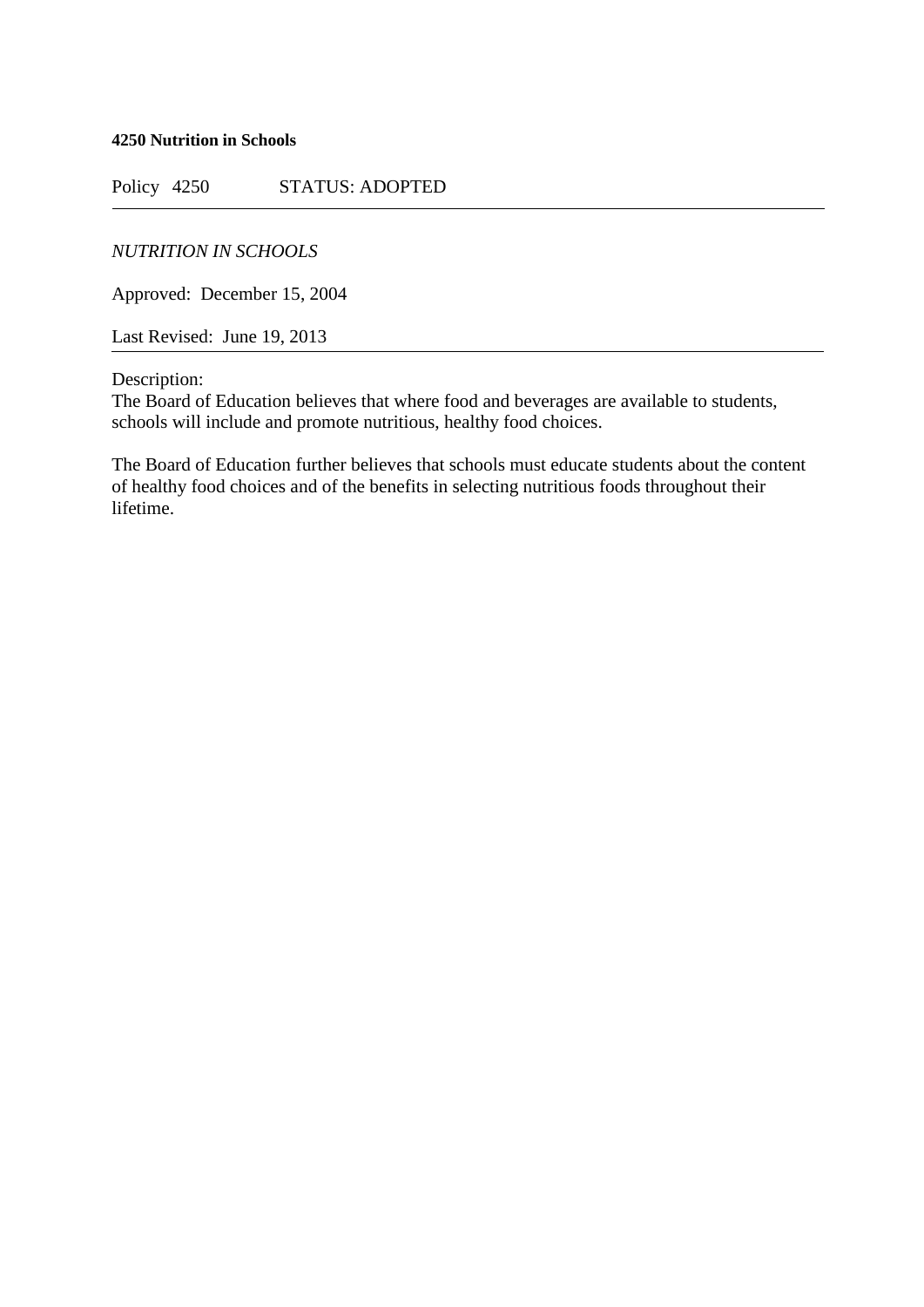**4250 Nutrition in Schools**

Policy 4250 STATUS: ADOPTED

---

*NUTRITION IN SCHOOLS*

Approved: December 15, 2004

Last Revised: June 19, 2013

---

Description:
The Board of Education believes that where food and beverages are available to students, schools will include and promote nutritious, healthy food choices.

The Board of Education further believes that schools must educate students about the content of healthy food choices and of the benefits in selecting nutritious foods throughout their lifetime.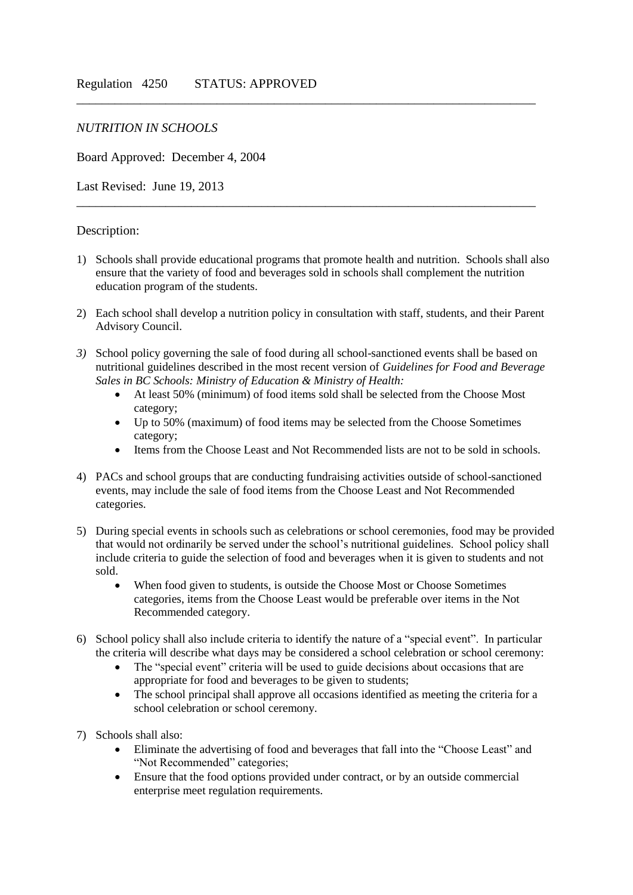Regulation 4250 STATUS: APPROVED

---

*NUTRITION IN SCHOOLS*

Board Approved: December 4, 2004

Last Revised: June 19, 2013

---

Description:

1) Schools shall provide educational programs that promote health and nutrition. Schools shall also ensure that the variety of food and beverages sold in schools shall complement the nutrition education program of the students.

2) Each school shall develop a nutrition policy in consultation with staff, students, and their Parent Advisory Council.

3) School policy governing the sale of food during all school-sanctioned events shall be based on nutritional guidelines described in the most recent version of *Guidelines for Food and Beverage Sales in BC Schools: Ministry of Education & Ministry of Health:*
   - At least 50% (minimum) of food items sold shall be selected from the Choose Most category;
   - Up to 50% (maximum) of food items may be selected from the Choose Sometimes category;
   - Items from the Choose Least and Not Recommended lists are not to be sold in schools.

4) PACs and school groups that are conducting fundraising activities outside of school-sanctioned events, may include the sale of food items from the Choose Least and Not Recommended categories.

5) During special events in schools such as celebrations or school ceremonies, food may be provided that would not ordinarily be served under the school's nutritional guidelines. School policy shall include criteria to guide the selection of food and beverages when it is given to students and not sold.
   - When food given to students, is outside the Choose Most or Choose Sometimes categories, items from the Choose Least would be preferable over items in the Not Recommended category.

6) School policy shall also include criteria to identify the nature of a "special event". In particular the criteria will describe what days may be considered a school celebration or school ceremony:
   - The "special event" criteria will be used to guide decisions about occasions that are appropriate for food and beverages to be given to students;
   - The school principal shall approve all occasions identified as meeting the criteria for a school celebration or school ceremony.

7) Schools shall also:
   - Eliminate the advertising of food and beverages that fall into the "Choose Least" and "Not Recommended" categories;
   - Ensure that the food options provided under contract, or by an outside commercial enterprise meet regulation requirements.